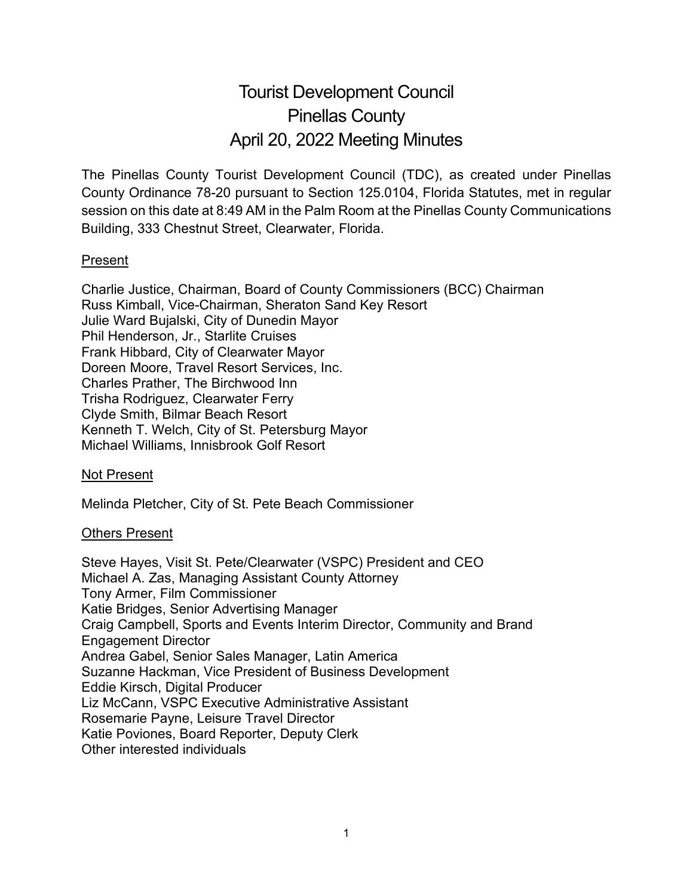# Tourist Development Council
# Pinellas County
# April 20, 2022 Meeting Minutes

The Pinellas County Tourist Development Council (TDC), as created under Pinellas County Ordinance 78-20 pursuant to Section 125.0104, Florida Statutes, met in regular session on this date at 8:49 AM in the Palm Room at the Pinellas County Communications Building, 333 Chestnut Street, Clearwater, Florida.

## Present

Charlie Justice, Chairman, Board of County Commissioners (BCC) Chairman
Russ Kimball, Vice-Chairman, Sheraton Sand Key Resort
Julie Ward Bujalski, City of Dunedin Mayor
Phil Henderson, Jr., Starlite Cruises
Frank Hibbard, City of Clearwater Mayor
Doreen Moore, Travel Resort Services, Inc.
Charles Prather, The Birchwood Inn
Trisha Rodriguez, Clearwater Ferry
Clyde Smith, Bilmar Beach Resort
Kenneth T. Welch, City of St. Petersburg Mayor
Michael Williams, Innisbrook Golf Resort

## Not Present

Melinda Pletcher, City of St. Pete Beach Commissioner

## Others Present

Steve Hayes, Visit St. Pete/Clearwater (VSPC) President and CEO
Michael A. Zas, Managing Assistant County Attorney
Tony Armer, Film Commissioner
Katie Bridges, Senior Advertising Manager
Craig Campbell, Sports and Events Interim Director, Community and Brand Engagement Director
Andrea Gabel, Senior Sales Manager, Latin America
Suzanne Hackman, Vice President of Business Development
Eddie Kirsch, Digital Producer
Liz McCann, VSPC Executive Administrative Assistant
Rosemarie Payne, Leisure Travel Director
Katie Poviones, Board Reporter, Deputy Clerk
Other interested individuals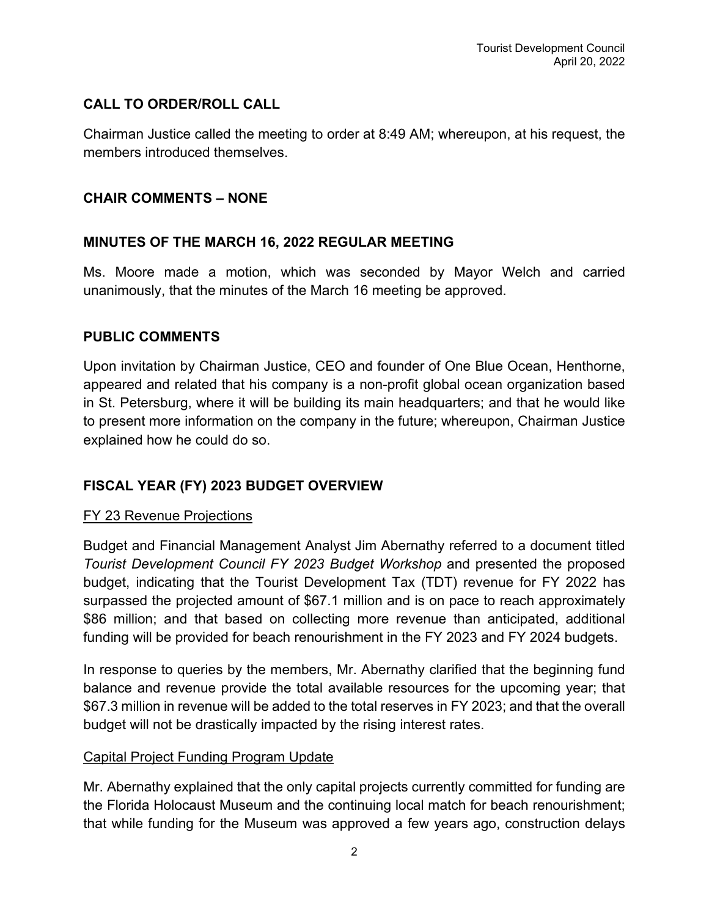## CALL TO ORDER/ROLL CALL

Chairman Justice called the meeting to order at 8:49 AM; whereupon, at his request, the members introduced themselves.

## CHAIR COMMENTS – NONE

## MINUTES OF THE MARCH 16, 2022 REGULAR MEETING

Ms. Moore made a motion, which was seconded by Mayor Welch and carried unanimously, that the minutes of the March 16 meeting be approved.

## PUBLIC COMMENTS

Upon invitation by Chairman Justice, CEO and founder of One Blue Ocean, Henthorne, appeared and related that his company is a non-profit global ocean organization based in St. Petersburg, where it will be building its main headquarters; and that he would like to present more information on the company in the future; whereupon, Chairman Justice explained how he could do so.

## FISCAL YEAR (FY) 2023 BUDGET OVERVIEW

### FY 23 Revenue Projections

Budget and Financial Management Analyst Jim Abernathy referred to a document titled *Tourist Development Council FY 2023 Budget Workshop* and presented the proposed budget, indicating that the Tourist Development Tax (TDT) revenue for FY 2022 has surpassed the projected amount of $67.1 million and is on pace to reach approximately $86 million; and that based on collecting more revenue than anticipated, additional funding will be provided for beach renourishment in the FY 2023 and FY 2024 budgets.

In response to queries by the members, Mr. Abernathy clarified that the beginning fund balance and revenue provide the total available resources for the upcoming year; that $67.3 million in revenue will be added to the total reserves in FY 2023; and that the overall budget will not be drastically impacted by the rising interest rates.

### Capital Project Funding Program Update

Mr. Abernathy explained that the only capital projects currently committed for funding are the Florida Holocaust Museum and the continuing local match for beach renourishment; that while funding for the Museum was approved a few years ago, construction delays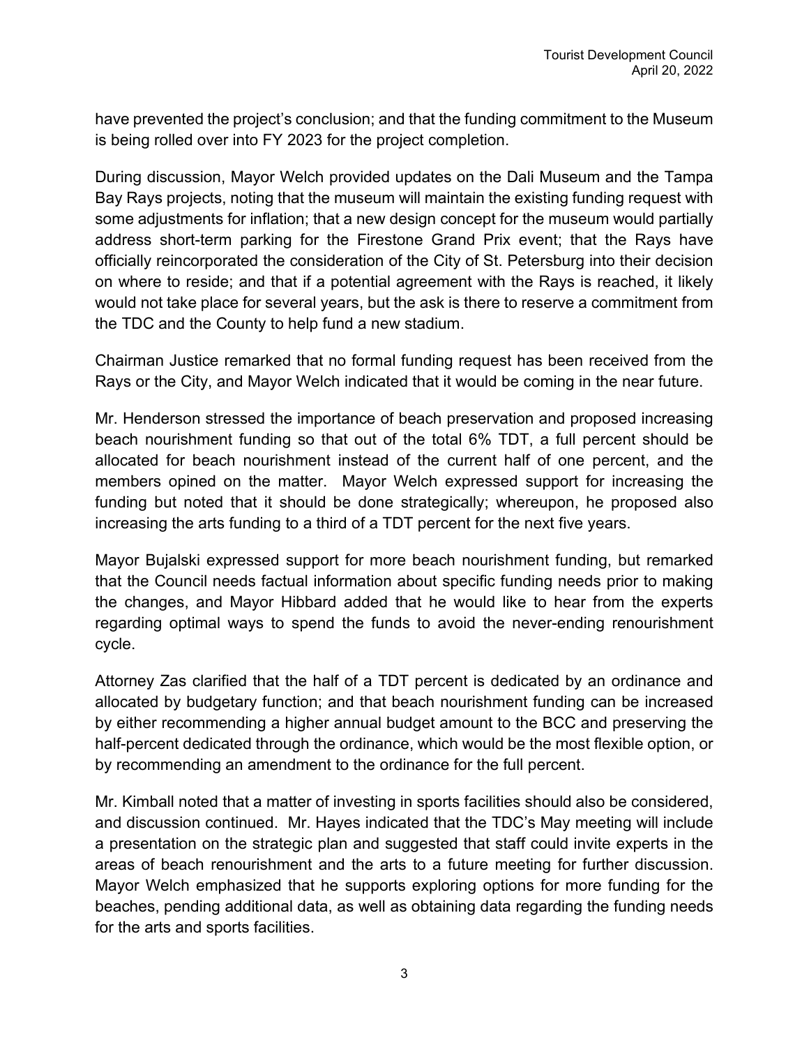have prevented the project's conclusion; and that the funding commitment to the Museum is being rolled over into FY 2023 for the project completion.

During discussion, Mayor Welch provided updates on the Dali Museum and the Tampa Bay Rays projects, noting that the museum will maintain the existing funding request with some adjustments for inflation; that a new design concept for the museum would partially address short-term parking for the Firestone Grand Prix event; that the Rays have officially reincorporated the consideration of the City of St. Petersburg into their decision on where to reside; and that if a potential agreement with the Rays is reached, it likely would not take place for several years, but the ask is there to reserve a commitment from the TDC and the County to help fund a new stadium.

Chairman Justice remarked that no formal funding request has been received from the Rays or the City, and Mayor Welch indicated that it would be coming in the near future.

Mr. Henderson stressed the importance of beach preservation and proposed increasing beach nourishment funding so that out of the total 6% TDT, a full percent should be allocated for beach nourishment instead of the current half of one percent, and the members opined on the matter. Mayor Welch expressed support for increasing the funding but noted that it should be done strategically; whereupon, he proposed also increasing the arts funding to a third of a TDT percent for the next five years.

Mayor Bujalski expressed support for more beach nourishment funding, but remarked that the Council needs factual information about specific funding needs prior to making the changes, and Mayor Hibbard added that he would like to hear from the experts regarding optimal ways to spend the funds to avoid the never-ending renourishment cycle.

Attorney Zas clarified that the half of a TDT percent is dedicated by an ordinance and allocated by budgetary function; and that beach nourishment funding can be increased by either recommending a higher annual budget amount to the BCC and preserving the half-percent dedicated through the ordinance, which would be the most flexible option, or by recommending an amendment to the ordinance for the full percent.

Mr. Kimball noted that a matter of investing in sports facilities should also be considered, and discussion continued. Mr. Hayes indicated that the TDC's May meeting will include a presentation on the strategic plan and suggested that staff could invite experts in the areas of beach renourishment and the arts to a future meeting for further discussion. Mayor Welch emphasized that he supports exploring options for more funding for the beaches, pending additional data, as well as obtaining data regarding the funding needs for the arts and sports facilities.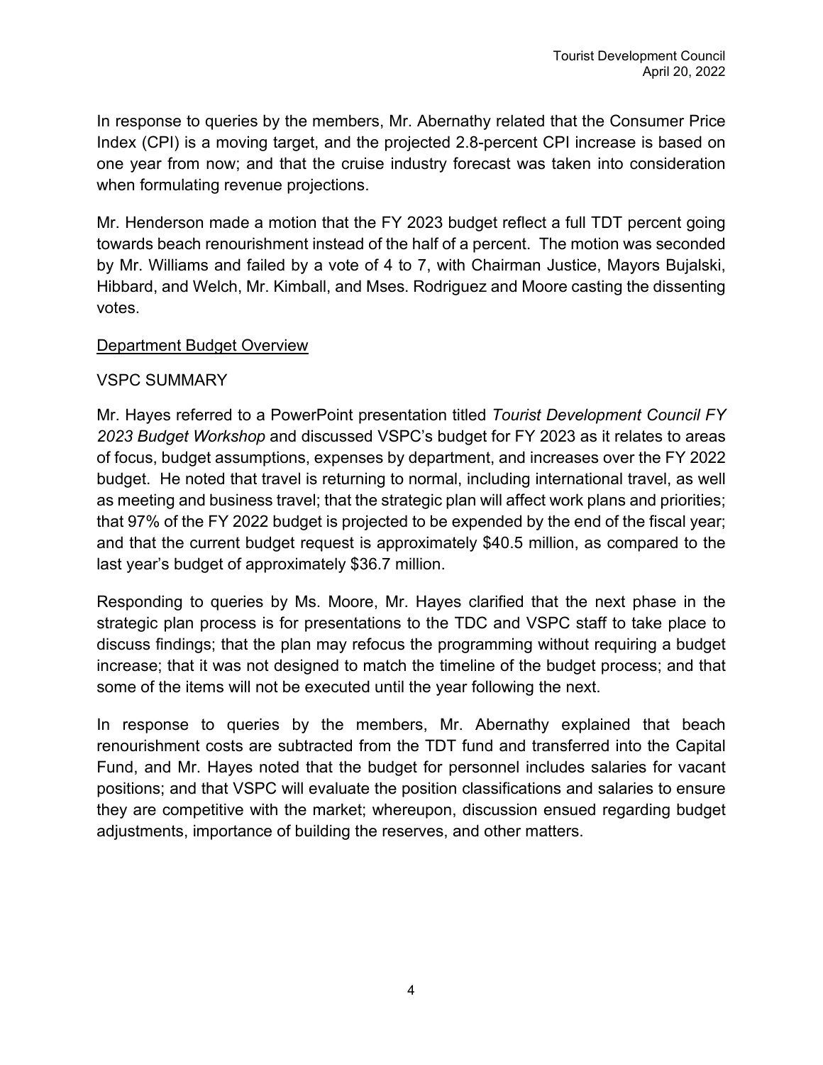In response to queries by the members, Mr. Abernathy related that the Consumer Price Index (CPI) is a moving target, and the projected 2.8-percent CPI increase is based on one year from now; and that the cruise industry forecast was taken into consideration when formulating revenue projections.

Mr. Henderson made a motion that the FY 2023 budget reflect a full TDT percent going towards beach renourishment instead of the half of a percent. The motion was seconded by Mr. Williams and failed by a vote of 4 to 7, with Chairman Justice, Mayors Bujalski, Hibbard, and Welch, Mr. Kimball, and Mses. Rodriguez and Moore casting the dissenting votes.

Department Budget Overview

VSPC SUMMARY

Mr. Hayes referred to a PowerPoint presentation titled *Tourist Development Council FY 2023 Budget Workshop* and discussed VSPC's budget for FY 2023 as it relates to areas of focus, budget assumptions, expenses by department, and increases over the FY 2022 budget. He noted that travel is returning to normal, including international travel, as well as meeting and business travel; that the strategic plan will affect work plans and priorities; that 97% of the FY 2022 budget is projected to be expended by the end of the fiscal year; and that the current budget request is approximately $40.5 million, as compared to the last year's budget of approximately $36.7 million.

Responding to queries by Ms. Moore, Mr. Hayes clarified that the next phase in the strategic plan process is for presentations to the TDC and VSPC staff to take place to discuss findings; that the plan may refocus the programming without requiring a budget increase; that it was not designed to match the timeline of the budget process; and that some of the items will not be executed until the year following the next.

In response to queries by the members, Mr. Abernathy explained that beach renourishment costs are subtracted from the TDT fund and transferred into the Capital Fund, and Mr. Hayes noted that the budget for personnel includes salaries for vacant positions; and that VSPC will evaluate the position classifications and salaries to ensure they are competitive with the market; whereupon, discussion ensued regarding budget adjustments, importance of building the reserves, and other matters.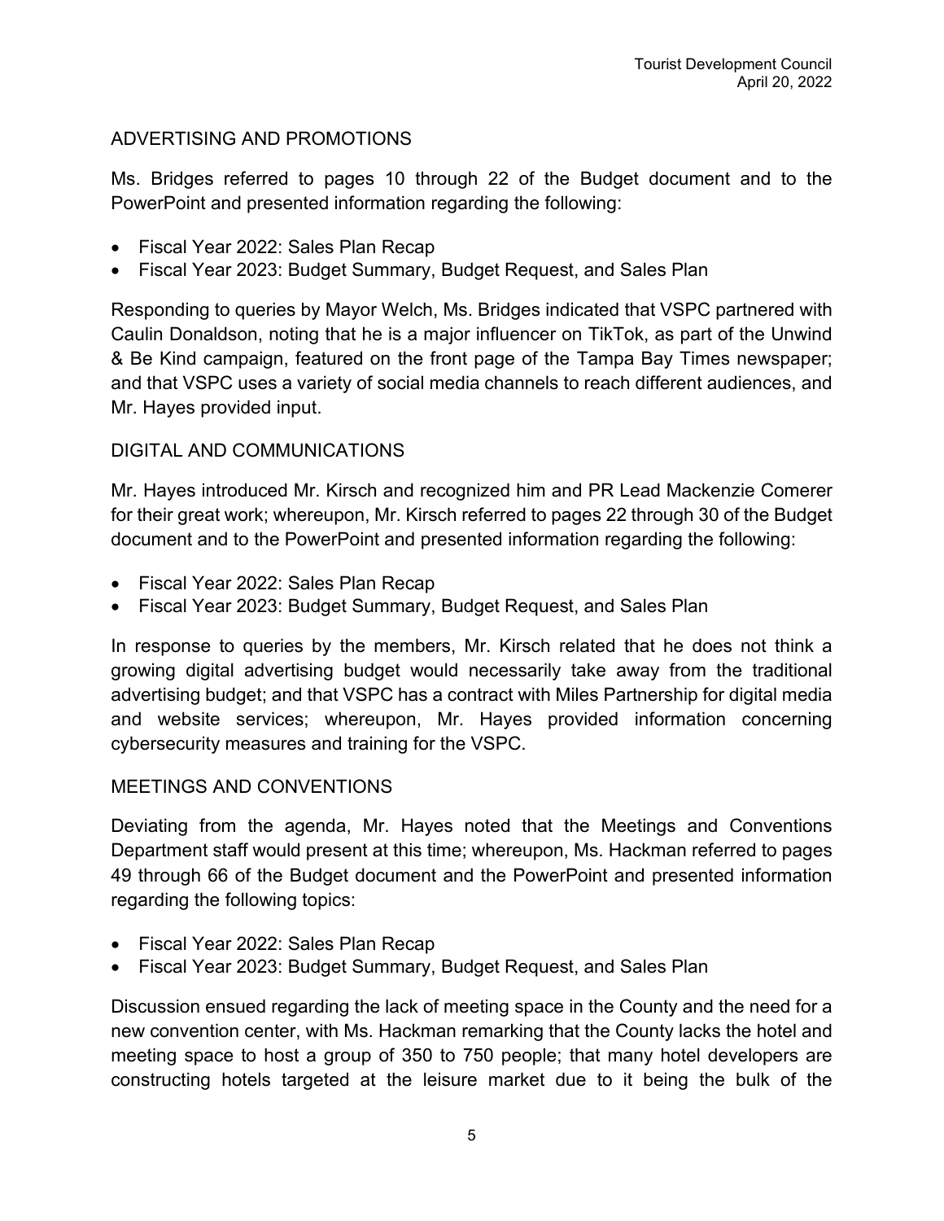## ADVERTISING AND PROMOTIONS

Ms. Bridges referred to pages 10 through 22 of the Budget document and to the PowerPoint and presented information regarding the following:

- Fiscal Year 2022: Sales Plan Recap
- Fiscal Year 2023: Budget Summary, Budget Request, and Sales Plan

Responding to queries by Mayor Welch, Ms. Bridges indicated that VSPC partnered with Caulin Donaldson, noting that he is a major influencer on TikTok, as part of the Unwind & Be Kind campaign, featured on the front page of the Tampa Bay Times newspaper; and that VSPC uses a variety of social media channels to reach different audiences, and Mr. Hayes provided input.

## DIGITAL AND COMMUNICATIONS

Mr. Hayes introduced Mr. Kirsch and recognized him and PR Lead Mackenzie Comerer for their great work; whereupon, Mr. Kirsch referred to pages 22 through 30 of the Budget document and to the PowerPoint and presented information regarding the following:

- Fiscal Year 2022: Sales Plan Recap
- Fiscal Year 2023: Budget Summary, Budget Request, and Sales Plan

In response to queries by the members, Mr. Kirsch related that he does not think a growing digital advertising budget would necessarily take away from the traditional advertising budget; and that VSPC has a contract with Miles Partnership for digital media and website services; whereupon, Mr. Hayes provided information concerning cybersecurity measures and training for the VSPC.

## MEETINGS AND CONVENTIONS

Deviating from the agenda, Mr. Hayes noted that the Meetings and Conventions Department staff would present at this time; whereupon, Ms. Hackman referred to pages 49 through 66 of the Budget document and the PowerPoint and presented information regarding the following topics:

- Fiscal Year 2022: Sales Plan Recap
- Fiscal Year 2023: Budget Summary, Budget Request, and Sales Plan

Discussion ensued regarding the lack of meeting space in the County and the need for a new convention center, with Ms. Hackman remarking that the County lacks the hotel and meeting space to host a group of 350 to 750 people; that many hotel developers are constructing hotels targeted at the leisure market due to it being the bulk of the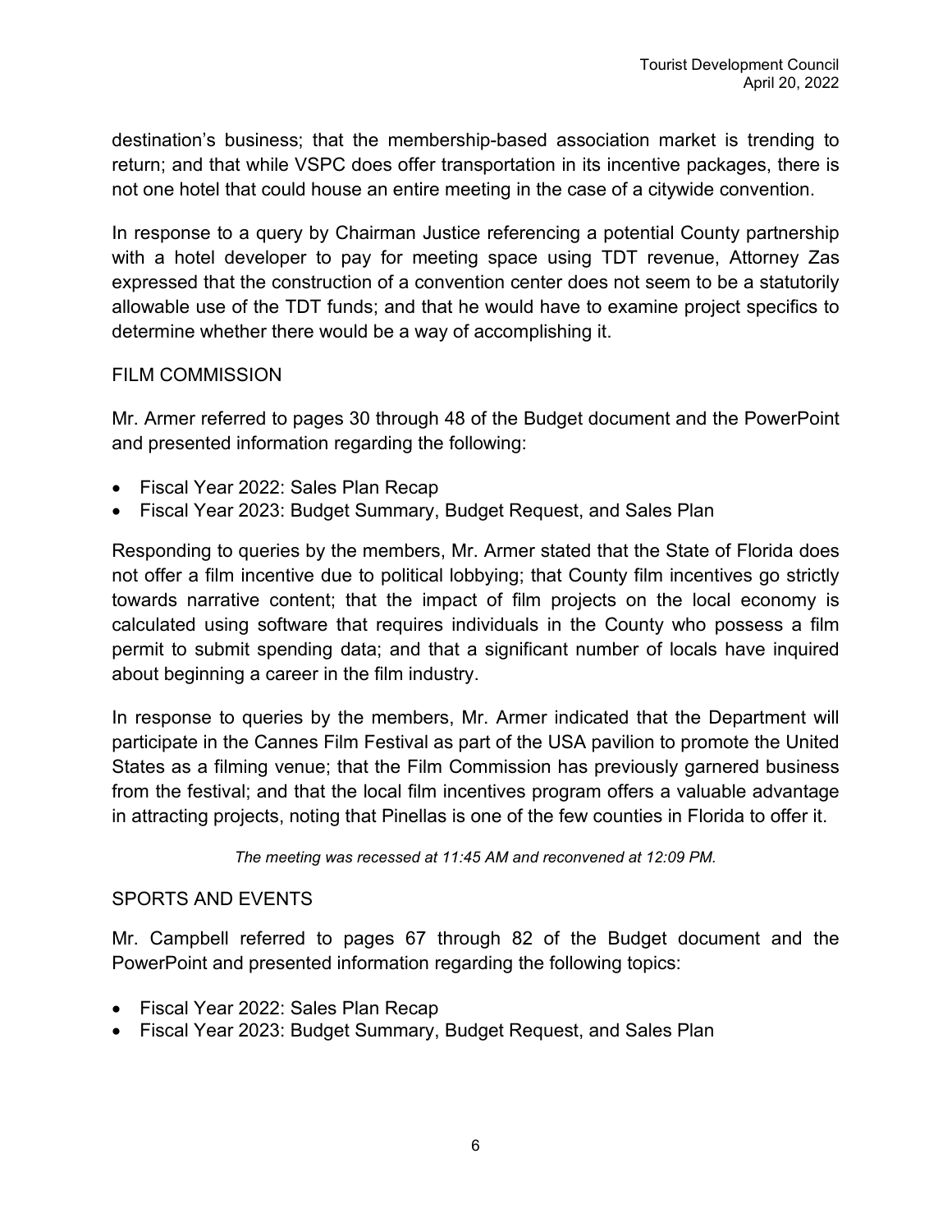destination's business; that the membership-based association market is trending to return; and that while VSPC does offer transportation in its incentive packages, there is not one hotel that could house an entire meeting in the case of a citywide convention.

In response to a query by Chairman Justice referencing a potential County partnership with a hotel developer to pay for meeting space using TDT revenue, Attorney Zas expressed that the construction of a convention center does not seem to be a statutorily allowable use of the TDT funds; and that he would have to examine project specifics to determine whether there would be a way of accomplishing it.

## FILM COMMISSION

Mr. Armer referred to pages 30 through 48 of the Budget document and the PowerPoint and presented information regarding the following:

- Fiscal Year 2022: Sales Plan Recap
- Fiscal Year 2023: Budget Summary, Budget Request, and Sales Plan

Responding to queries by the members, Mr. Armer stated that the State of Florida does not offer a film incentive due to political lobbying; that County film incentives go strictly towards narrative content; that the impact of film projects on the local economy is calculated using software that requires individuals in the County who possess a film permit to submit spending data; and that a significant number of locals have inquired about beginning a career in the film industry.

In response to queries by the members, Mr. Armer indicated that the Department will participate in the Cannes Film Festival as part of the USA pavilion to promote the United States as a filming venue; that the Film Commission has previously garnered business from the festival; and that the local film incentives program offers a valuable advantage in attracting projects, noting that Pinellas is one of the few counties in Florida to offer it.

*The meeting was recessed at 11:45 AM and reconvened at 12:09 PM.*

## SPORTS AND EVENTS

Mr. Campbell referred to pages 67 through 82 of the Budget document and the PowerPoint and presented information regarding the following topics:

- Fiscal Year 2022: Sales Plan Recap
- Fiscal Year 2023: Budget Summary, Budget Request, and Sales Plan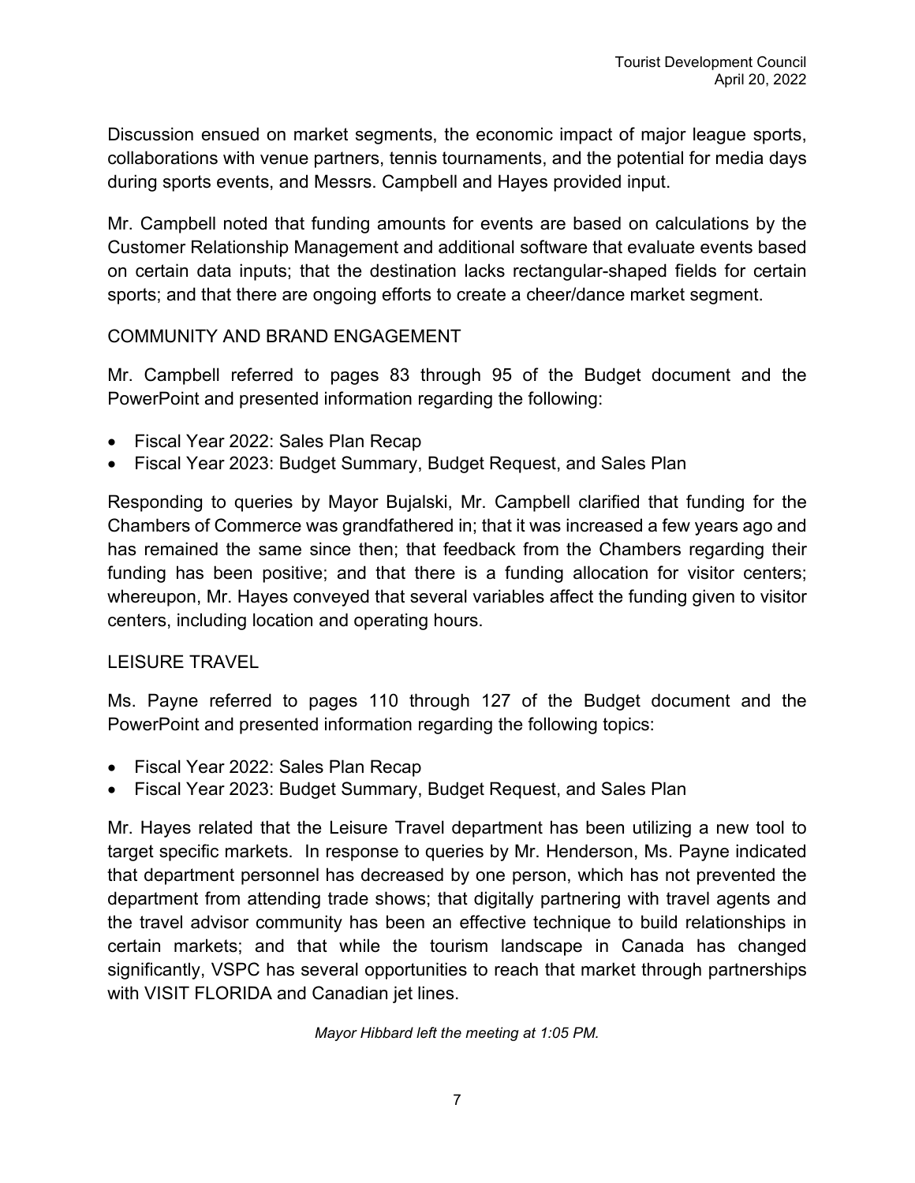Discussion ensued on market segments, the economic impact of major league sports, collaborations with venue partners, tennis tournaments, and the potential for media days during sports events, and Messrs. Campbell and Hayes provided input.

Mr. Campbell noted that funding amounts for events are based on calculations by the Customer Relationship Management and additional software that evaluate events based on certain data inputs; that the destination lacks rectangular-shaped fields for certain sports; and that there are ongoing efforts to create a cheer/dance market segment.

COMMUNITY AND BRAND ENGAGEMENT

Mr. Campbell referred to pages 83 through 95 of the Budget document and the PowerPoint and presented information regarding the following:

- Fiscal Year 2022: Sales Plan Recap
- Fiscal Year 2023: Budget Summary, Budget Request, and Sales Plan

Responding to queries by Mayor Bujalski, Mr. Campbell clarified that funding for the Chambers of Commerce was grandfathered in; that it was increased a few years ago and has remained the same since then; that feedback from the Chambers regarding their funding has been positive; and that there is a funding allocation for visitor centers; whereupon, Mr. Hayes conveyed that several variables affect the funding given to visitor centers, including location and operating hours.

LEISURE TRAVEL

Ms. Payne referred to pages 110 through 127 of the Budget document and the PowerPoint and presented information regarding the following topics:

- Fiscal Year 2022: Sales Plan Recap
- Fiscal Year 2023: Budget Summary, Budget Request, and Sales Plan

Mr. Hayes related that the Leisure Travel department has been utilizing a new tool to target specific markets. In response to queries by Mr. Henderson, Ms. Payne indicated that department personnel has decreased by one person, which has not prevented the department from attending trade shows; that digitally partnering with travel agents and the travel advisor community has been an effective technique to build relationships in certain markets; and that while the tourism landscape in Canada has changed significantly, VSPC has several opportunities to reach that market through partnerships with VISIT FLORIDA and Canadian jet lines.

*Mayor Hibbard left the meeting at 1:05 PM.*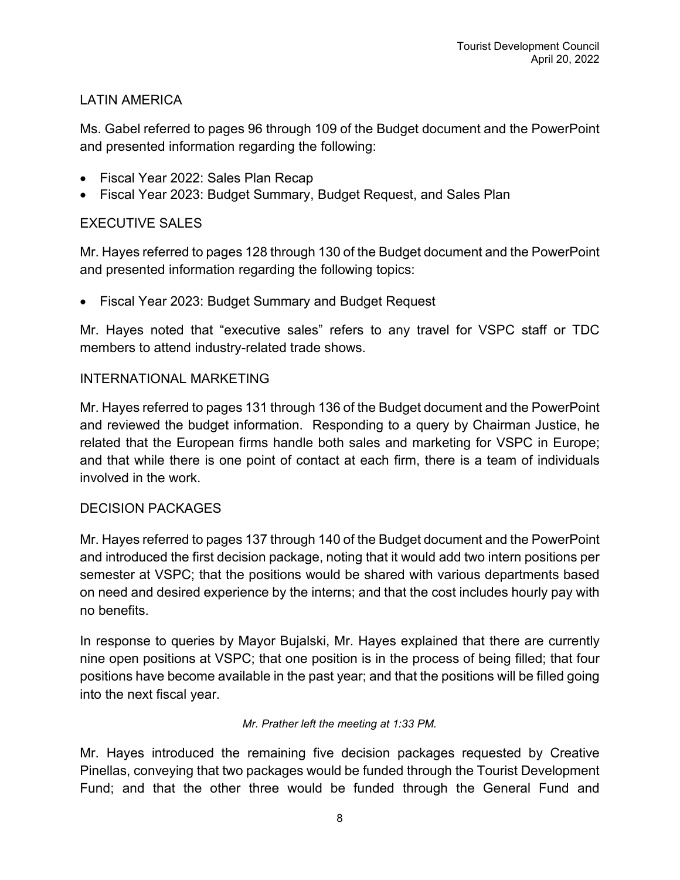## LATIN AMERICA

Ms. Gabel referred to pages 96 through 109 of the Budget document and the PowerPoint and presented information regarding the following:

- Fiscal Year 2022: Sales Plan Recap
- Fiscal Year 2023: Budget Summary, Budget Request, and Sales Plan

## EXECUTIVE SALES

Mr. Hayes referred to pages 128 through 130 of the Budget document and the PowerPoint and presented information regarding the following topics:

- Fiscal Year 2023: Budget Summary and Budget Request

Mr. Hayes noted that "executive sales" refers to any travel for VSPC staff or TDC members to attend industry-related trade shows.

## INTERNATIONAL MARKETING

Mr. Hayes referred to pages 131 through 136 of the Budget document and the PowerPoint and reviewed the budget information. Responding to a query by Chairman Justice, he related that the European firms handle both sales and marketing for VSPC in Europe; and that while there is one point of contact at each firm, there is a team of individuals involved in the work.

## DECISION PACKAGES

Mr. Hayes referred to pages 137 through 140 of the Budget document and the PowerPoint and introduced the first decision package, noting that it would add two intern positions per semester at VSPC; that the positions would be shared with various departments based on need and desired experience by the interns; and that the cost includes hourly pay with no benefits.

In response to queries by Mayor Bujalski, Mr. Hayes explained that there are currently nine open positions at VSPC; that one position is in the process of being filled; that four positions have become available in the past year; and that the positions will be filled going into the next fiscal year.

*Mr. Prather left the meeting at 1:33 PM.*

Mr. Hayes introduced the remaining five decision packages requested by Creative Pinellas, conveying that two packages would be funded through the Tourist Development Fund; and that the other three would be funded through the General Fund and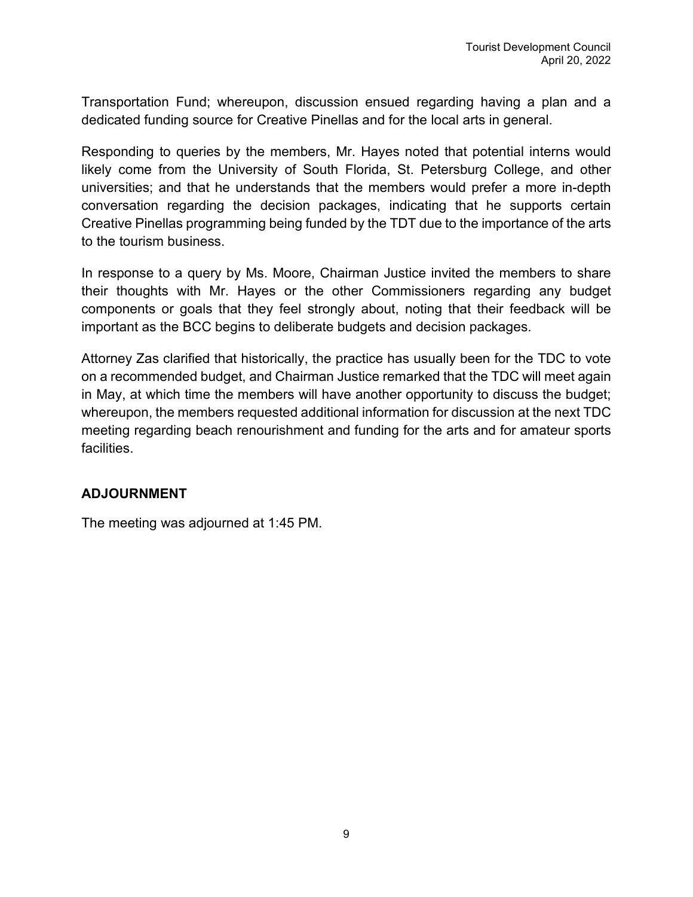Transportation Fund; whereupon, discussion ensued regarding having a plan and a dedicated funding source for Creative Pinellas and for the local arts in general.

Responding to queries by the members, Mr. Hayes noted that potential interns would likely come from the University of South Florida, St. Petersburg College, and other universities; and that he understands that the members would prefer a more in-depth conversation regarding the decision packages, indicating that he supports certain Creative Pinellas programming being funded by the TDT due to the importance of the arts to the tourism business.

In response to a query by Ms. Moore, Chairman Justice invited the members to share their thoughts with Mr. Hayes or the other Commissioners regarding any budget components or goals that they feel strongly about, noting that their feedback will be important as the BCC begins to deliberate budgets and decision packages.

Attorney Zas clarified that historically, the practice has usually been for the TDC to vote on a recommended budget, and Chairman Justice remarked that the TDC will meet again in May, at which time the members will have another opportunity to discuss the budget; whereupon, the members requested additional information for discussion at the next TDC meeting regarding beach renourishment and funding for the arts and for amateur sports facilities.

## ADJOURNMENT

The meeting was adjourned at 1:45 PM.